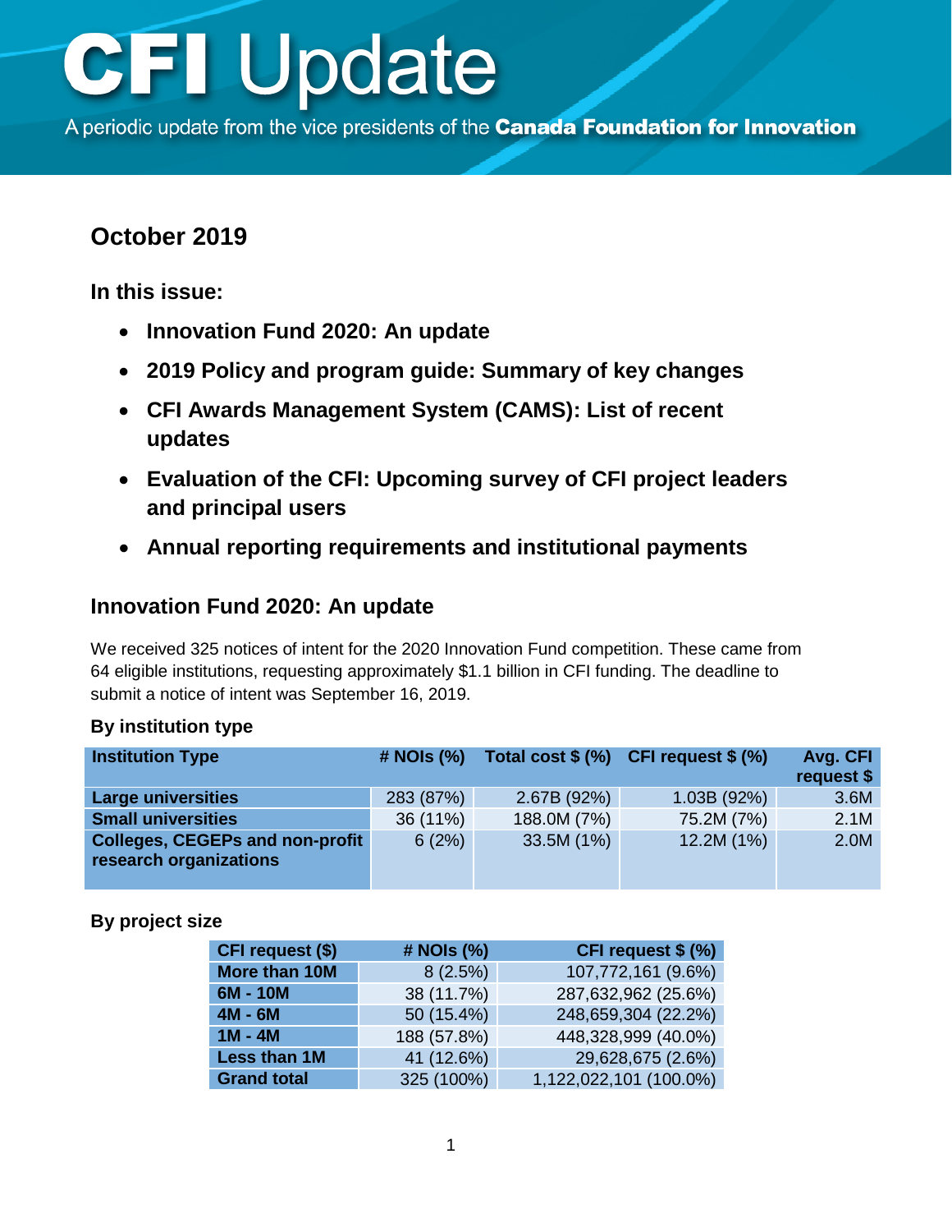# CFI Update

A periodic update from the vice presidents of the **Canada Foundation for Innovation**

## October 2019

**In this issue:**

- **Innovation Fund 2020: An update**
- **2019 Policy and program guide: Summary of key changes**
- **CFI Awards Management System (CAMS): List of recent updates**
- **Evaluation of the CFI: Upcoming survey of CFI project leaders and principal users**
- **Annual reporting requirements and institutional payments**

## Innovation Fund 2020: An update

We received 325 notices of intent for the 2020 Innovation Fund competition. These came from 64 eligible institutions, requesting approximately $1.1 billion in CFI funding. The deadline to submit a notice of intent was September 16, 2019.

**By institution type**

| Institution Type | # NOIs (%) | Total cost $ (%) | CFI request $ (%) | Avg. CFI request $ |
|---|---|---|---|---|
| **Large universities** | 283 (87%) | 2.67B (92%) | 1.03B (92%) | 3.6M |
| **Small universities** | 36 (11%) | 188.0M (7%) | 75.2M (7%) | 2.1M |
| **Colleges, CEGEPs and non-profit research organizations** | 6 (2%) | 33.5M (1%) | 12.2M (1%) | 2.0M |

**By project size**

| CFI request ($) | # NOIs (%) | CFI request $ (%) |
|---|---|---|
| **More than 10M** | 8 (2.5%) | 107,772,161 (9.6%) |
| **6M - 10M** | 38 (11.7%) | 287,632,962 (25.6%) |
| **4M - 6M** | 50 (15.4%) | 248,659,304 (22.2%) |
| **1M - 4M** | 188 (57.8%) | 448,328,999 (40.0%) |
| **Less than 1M** | 41 (12.6%) | 29,628,675 (2.6%) |
| **Grand total** | 325 (100%) | 1,122,022,101 (100.0%) |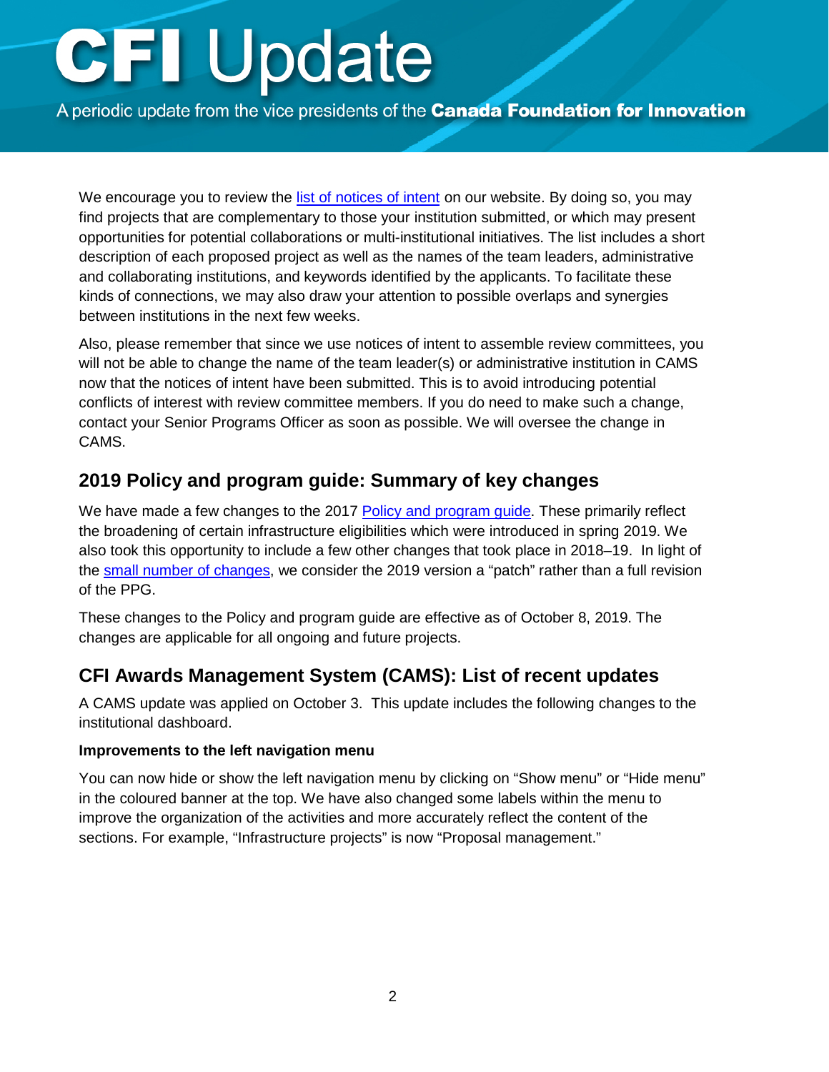We encourage you to review the [list of notices of intent](#) on our website. By doing so, you may find projects that are complementary to those your institution submitted, or which may present opportunities for potential collaborations or multi-institutional initiatives. The list includes a short description of each proposed project as well as the names of the team leaders, administrative and collaborating institutions, and keywords identified by the applicants. To facilitate these kinds of connections, we may also draw your attention to possible overlaps and synergies between institutions in the next few weeks.

Also, please remember that since we use notices of intent to assemble review committees, you will not be able to change the name of the team leader(s) or administrative institution in CAMS now that the notices of intent have been submitted. This is to avoid introducing potential conflicts of interest with review committee members. If you do need to make such a change, contact your Senior Programs Officer as soon as possible. We will oversee the change in CAMS.

## 2019 Policy and program guide: Summary of key changes

We have made a few changes to the 2017 [Policy and program guide](#). These primarily reflect the broadening of certain infrastructure eligibilities which were introduced in spring 2019. We also took this opportunity to include a few other changes that took place in 2018–19. In light of the [small number of changes](#), we consider the 2019 version a "patch" rather than a full revision of the PPG.

These changes to the Policy and program guide are effective as of October 8, 2019. The changes are applicable for all ongoing and future projects.

## CFI Awards Management System (CAMS): List of recent updates

A CAMS update was applied on October 3. This update includes the following changes to the institutional dashboard.

**Improvements to the left navigation menu**

You can now hide or show the left navigation menu by clicking on "Show menu" or "Hide menu" in the coloured banner at the top. We have also changed some labels within the menu to improve the organization of the activities and more accurately reflect the content of the sections. For example, "Infrastructure projects" is now "Proposal management."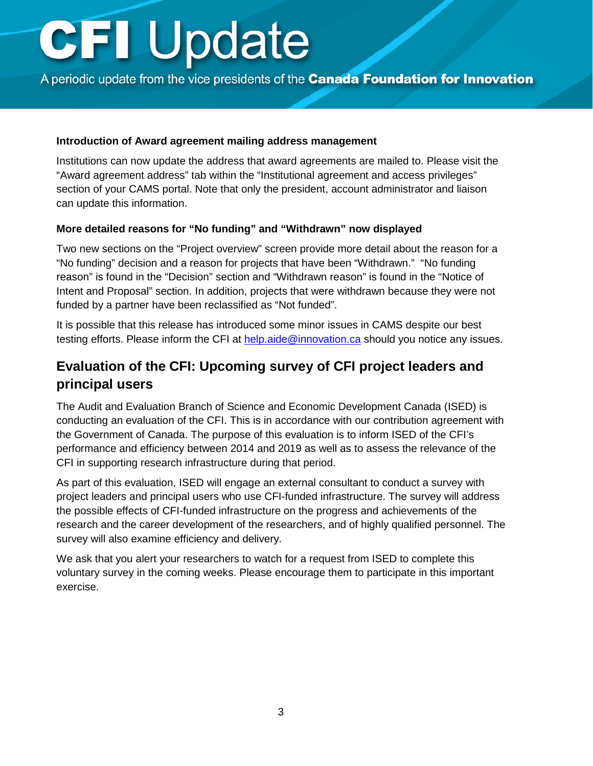#### Introduction of Award agreement mailing address management

Institutions can now update the address that award agreements are mailed to. Please visit the "Award agreement address" tab within the "Institutional agreement and access privileges" section of your CAMS portal. Note that only the president, account administrator and liaison can update this information.

#### More detailed reasons for "No funding" and "Withdrawn" now displayed

Two new sections on the "Project overview" screen provide more detail about the reason for a "No funding" decision and a reason for projects that have been "Withdrawn." "No funding reason" is found in the "Decision" section and "Withdrawn reason" is found in the "Notice of Intent and Proposal" section. In addition, projects that were withdrawn because they were not funded by a partner have been reclassified as "Not funded".

It is possible that this release has introduced some minor issues in CAMS despite our best testing efforts. Please inform the CFI at [help.aide@innovation.ca](mailto:help.aide@innovation.ca) should you notice any issues.

## Evaluation of the CFI: Upcoming survey of CFI project leaders and principal users

The Audit and Evaluation Branch of Science and Economic Development Canada (ISED) is conducting an evaluation of the CFI. This is in accordance with our contribution agreement with the Government of Canada. The purpose of this evaluation is to inform ISED of the CFI's performance and efficiency between 2014 and 2019 as well as to assess the relevance of the CFI in supporting research infrastructure during that period.

As part of this evaluation, ISED will engage an external consultant to conduct a survey with project leaders and principal users who use CFI-funded infrastructure. The survey will address the possible effects of CFI-funded infrastructure on the progress and achievements of the research and the career development of the researchers, and of highly qualified personnel. The survey will also examine efficiency and delivery.

We ask that you alert your researchers to watch for a request from ISED to complete this voluntary survey in the coming weeks. Please encourage them to participate in this important exercise.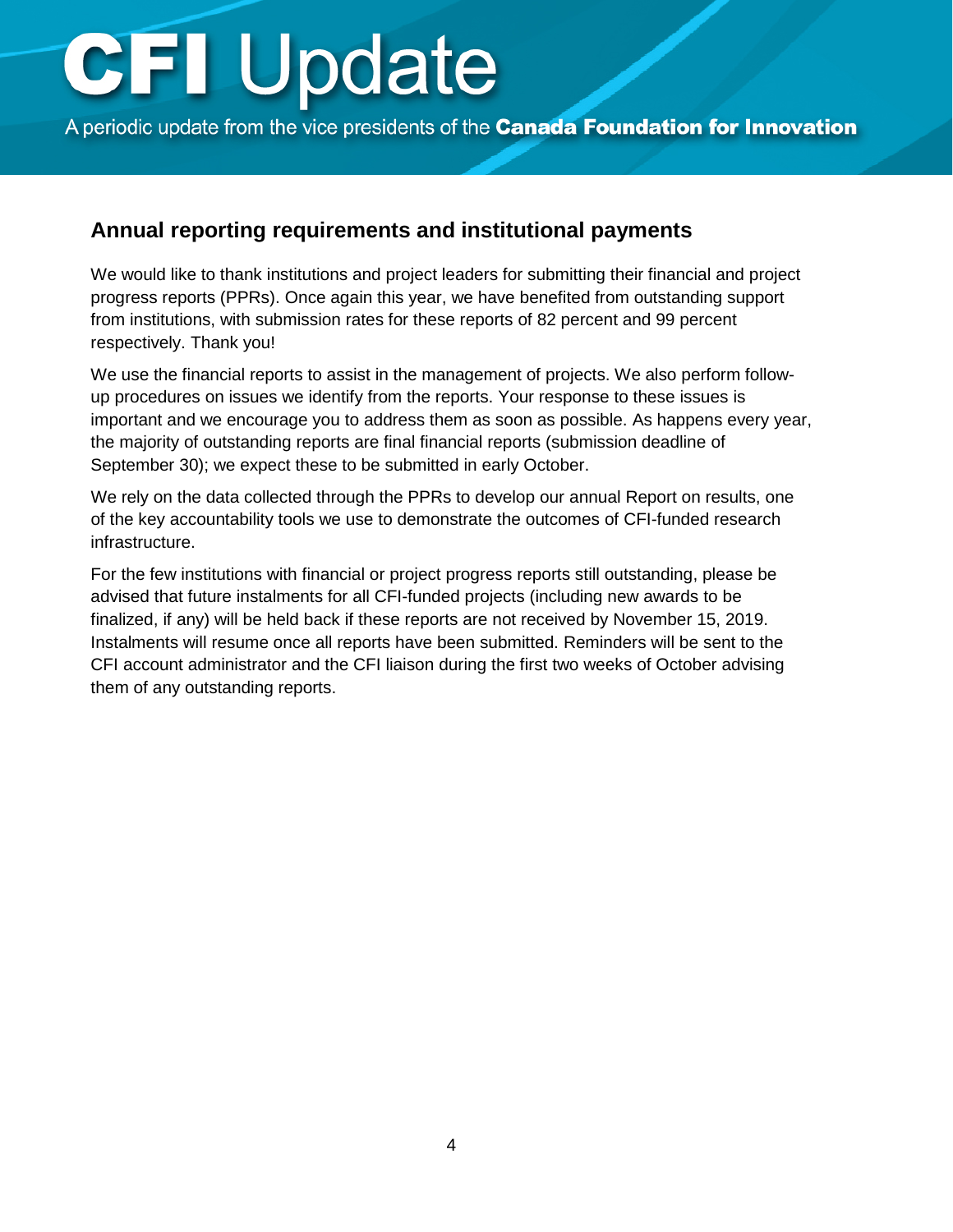# CFI Update

A periodic update from the vice presidents of the **Canada Foundation for Innovation**

## Annual reporting requirements and institutional payments

We would like to thank institutions and project leaders for submitting their financial and project progress reports (PPRs). Once again this year, we have benefited from outstanding support from institutions, with submission rates for these reports of 82 percent and 99 percent respectively. Thank you!

We use the financial reports to assist in the management of projects. We also perform follow-up procedures on issues we identify from the reports. Your response to these issues is important and we encourage you to address them as soon as possible. As happens every year, the majority of outstanding reports are final financial reports (submission deadline of September 30); we expect these to be submitted in early October.

We rely on the data collected through the PPRs to develop our annual Report on results, one of the key accountability tools we use to demonstrate the outcomes of CFI-funded research infrastructure.

For the few institutions with financial or project progress reports still outstanding, please be advised that future instalments for all CFI-funded projects (including new awards to be finalized, if any) will be held back if these reports are not received by November 15, 2019. Instalments will resume once all reports have been submitted. Reminders will be sent to the CFI account administrator and the CFI liaison during the first two weeks of October advising them of any outstanding reports.